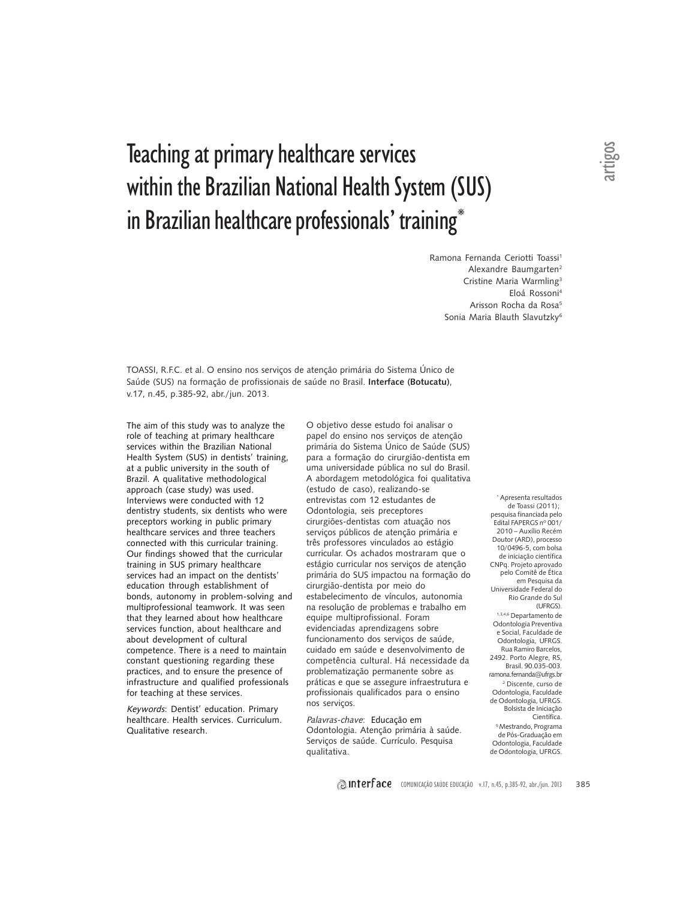# Teaching at primary healthcare services within the Brazilian National Health System (SUS) in Brazilian healthcare professionals' training*

Ramona Fernanda Ceriotti Toassi[1]
Alexandre Baumgarten[2]
Cristine Maria Warmling[3]
Eloá Rossoni[4]
Arisson Rocha da Rosa[5]
Sonia Maria Blauth Slavutzky[6]

TOASSI, R.F.C. et al. O ensino nos serviços de atenção primária do Sistema Único de Saúde (SUS) na formação de profissionais de saúde no Brasil. **Interface (Botucatu)**, v.17, n.45, p.385-92, abr./jun. 2013.

The aim of this study was to analyze the role of teaching at primary healthcare services within the Brazilian National Health System (SUS) in dentists' training, at a public university in the south of Brazil. A qualitative methodological approach (case study) was used. Interviews were conducted with 12 dentistry students, six dentists who were preceptors working in public primary healthcare services and three teachers connected with this curricular training. Our findings showed that the curricular training in SUS primary healthcare services had an impact on the dentists' education through establishment of bonds, autonomy in problem-solving and multiprofessional teamwork. It was seen that they learned about how healthcare services function, about healthcare and about development of cultural competence. There is a need to maintain constant questioning regarding these practices, and to ensure the presence of infrastructure and qualified professionals for teaching at these services.

*Keywords*: Dentist' education. Primary healthcare. Health services. Curriculum. Qualitative research.

O objetivo desse estudo foi analisar o papel do ensino nos serviços de atenção primária do Sistema Único de Saúde (SUS) para a formação do cirurgião-dentista em uma universidade pública no sul do Brasil. A abordagem metodológica foi qualitativa (estudo de caso), realizando-se entrevistas com 12 estudantes de Odontologia, seis preceptores cirurgiões-dentistas com atuação nos serviços públicos de atenção primária e três professores vinculados ao estágio curricular. Os achados mostraram que o estágio curricular nos serviços de atenção primária do SUS impactou na formação do cirurgião-dentista por meio do estabelecimento de vínculos, autonomia na resolução de problemas e trabalho em equipe multiprofissional. Foram evidenciadas aprendizagens sobre funcionamento dos serviços de saúde, cuidado em saúde e desenvolvimento de competência cultural. Há necessidade da problematização permanente sobre as práticas e que se assegure infraestrutura e profissionais qualificados para o ensino nos serviços.

*Palavras-chave*: Educação em Odontologia. Atenção primária à saúde. Serviços de saúde. Currículo. Pesquisa qualitativa.

* Apresenta resultados de Toassi (2011); pesquisa financiada pelo Edital FAPERGS nº 001/2010 – Auxílio Recém Doutor (ARD), processo 10/0496-5, com bolsa de iniciação científica CNPq. Projeto aprovado pelo Comitê de Ética em Pesquisa da Universidade Federal do Rio Grande do Sul (UFRGS).

[1,3,4,6] Departamento de Odontologia Preventiva e Social, Faculdade de Odontologia, UFRGS. Rua Ramiro Barcelos, 2492. Porto Alegre, RS, Brasil. 90.035-003. ramona.fernanda@ufrgs.br

[2] Discente, curso de Odontologia, Faculdade de Odontologia, UFRGS. Bolsista de Iniciação Científica.

[5] Mestrando, Programa de Pós-Graduação em Odontologia, Faculdade de Odontologia, UFRGS.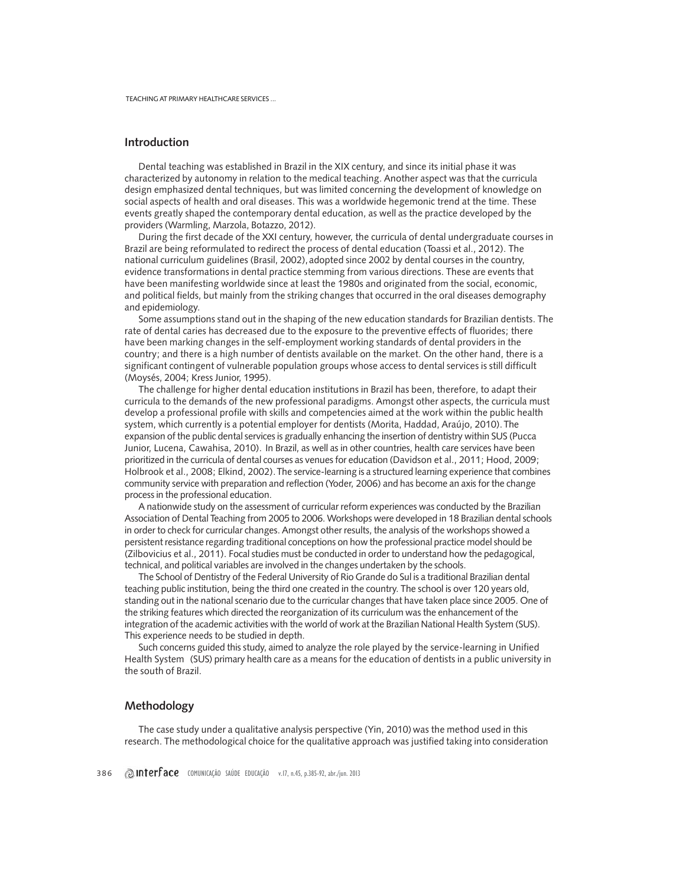## Introduction

Dental teaching was established in Brazil in the XIX century, and since its initial phase it was characterized by autonomy in relation to the medical teaching. Another aspect was that the curricula design emphasized dental techniques, but was limited concerning the development of knowledge on social aspects of health and oral diseases. This was a worldwide hegemonic trend at the time. These events greatly shaped the contemporary dental education, as well as the practice developed by the providers (Warmling, Marzola, Botazzo, 2012).

During the first decade of the XXI century, however, the curricula of dental undergraduate courses in Brazil are being reformulated to redirect the process of dental education (Toassi et al., 2012). The national curriculum guidelines (Brasil, 2002), adopted since 2002 by dental courses in the country, evidence transformations in dental practice stemming from various directions. These are events that have been manifesting worldwide since at least the 1980s and originated from the social, economic, and political fields, but mainly from the striking changes that occurred in the oral diseases demography and epidemiology.

Some assumptions stand out in the shaping of the new education standards for Brazilian dentists. The rate of dental caries has decreased due to the exposure to the preventive effects of fluorides; there have been marking changes in the self-employment working standards of dental providers in the country; and there is a high number of dentists available on the market. On the other hand, there is a significant contingent of vulnerable population groups whose access to dental services is still difficult (Moysés, 2004; Kress Junior, 1995).

The challenge for higher dental education institutions in Brazil has been, therefore, to adapt their curricula to the demands of the new professional paradigms. Amongst other aspects, the curricula must develop a professional profile with skills and competencies aimed at the work within the public health system, which currently is a potential employer for dentists (Morita, Haddad, Araújo, 2010). The expansion of the public dental services is gradually enhancing the insertion of dentistry within SUS (Pucca Junior, Lucena, Cawahisa, 2010). In Brazil, as well as in other countries, health care services have been prioritized in the curricula of dental courses as venues for education (Davidson et al., 2011; Hood, 2009; Holbrook et al., 2008; Elkind, 2002). The service-learning is a structured learning experience that combines community service with preparation and reflection (Yoder, 2006) and has become an axis for the change process in the professional education.

A nationwide study on the assessment of curricular reform experiences was conducted by the Brazilian Association of Dental Teaching from 2005 to 2006. Workshops were developed in 18 Brazilian dental schools in order to check for curricular changes. Amongst other results, the analysis of the workshops showed a persistent resistance regarding traditional conceptions on how the professional practice model should be (Zilbovicius et al., 2011). Focal studies must be conducted in order to understand how the pedagogical, technical, and political variables are involved in the changes undertaken by the schools.

The School of Dentistry of the Federal University of Rio Grande do Sul is a traditional Brazilian dental teaching public institution, being the third one created in the country. The school is over 120 years old, standing out in the national scenario due to the curricular changes that have taken place since 2005. One of the striking features which directed the reorganization of its curriculum was the enhancement of the integration of the academic activities with the world of work at the Brazilian National Health System (SUS). This experience needs to be studied in depth.

Such concerns guided this study, aimed to analyze the role played by the service-learning in Unified Health System (SUS) primary health care as a means for the education of dentists in a public university in the south of Brazil.

## Methodology

The case study under a qualitative analysis perspective (Yin, 2010) was the method used in this research. The methodological choice for the qualitative approach was justified taking into consideration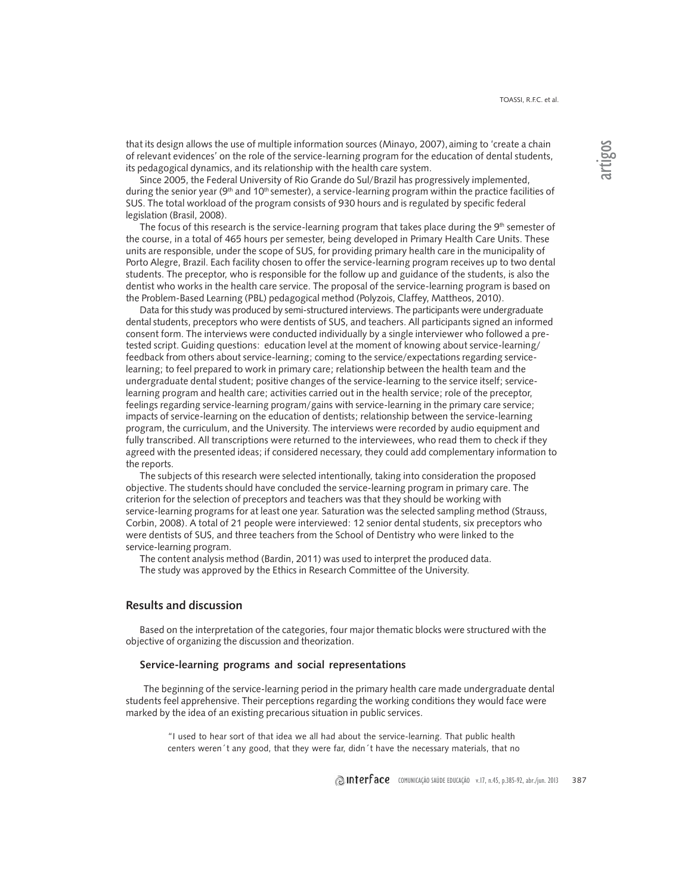that its design allows the use of multiple information sources (Minayo, 2007), aiming to 'create a chain of relevant evidences' on the role of the service-learning program for the education of dental students, its pedagogical dynamics, and its relationship with the health care system.

Since 2005, the Federal University of Rio Grande do Sul/Brazil has progressively implemented, during the senior year (9th and 10th semester), a service-learning program within the practice facilities of SUS. The total workload of the program consists of 930 hours and is regulated by specific federal legislation (Brasil, 2008).

The focus of this research is the service-learning program that takes place during the 9th semester of the course, in a total of 465 hours per semester, being developed in Primary Health Care Units. These units are responsible, under the scope of SUS, for providing primary health care in the municipality of Porto Alegre, Brazil. Each facility chosen to offer the service-learning program receives up to two dental students. The preceptor, who is responsible for the follow up and guidance of the students, is also the dentist who works in the health care service. The proposal of the service-learning program is based on the Problem-Based Learning (PBL) pedagogical method (Polyzois, Claffey, Mattheos, 2010).

Data for this study was produced by semi-structured interviews. The participants were undergraduate dental students, preceptors who were dentists of SUS, and teachers. All participants signed an informed consent form. The interviews were conducted individually by a single interviewer who followed a pre-tested script. Guiding questions: education level at the moment of knowing about service-learning/ feedback from others about service-learning; coming to the service/expectations regarding service-learning; to feel prepared to work in primary care; relationship between the health team and the undergraduate dental student; positive changes of the service-learning to the service itself; service-learning program and health care; activities carried out in the health service; role of the preceptor, feelings regarding service-learning program/gains with service-learning in the primary care service; impacts of service-learning on the education of dentists; relationship between the service-learning program, the curriculum, and the University. The interviews were recorded by audio equipment and fully transcribed. All transcriptions were returned to the interviewees, who read them to check if they agreed with the presented ideas; if considered necessary, they could add complementary information to the reports.

The subjects of this research were selected intentionally, taking into consideration the proposed objective. The students should have concluded the service-learning program in primary care. The criterion for the selection of preceptors and teachers was that they should be working with service-learning programs for at least one year. Saturation was the selected sampling method (Strauss, Corbin, 2008). A total of 21 people were interviewed: 12 senior dental students, six preceptors who were dentists of SUS, and three teachers from the School of Dentistry who were linked to the service-learning program.

The content analysis method (Bardin, 2011) was used to interpret the produced data.

The study was approved by the Ethics in Research Committee of the University.

## Results and discussion

Based on the interpretation of the categories, four major thematic blocks were structured with the objective of organizing the discussion and theorization.

### Service-learning programs and social representations

The beginning of the service-learning period in the primary health care made undergraduate dental students feel apprehensive. Their perceptions regarding the working conditions they would face were marked by the idea of an existing precarious situation in public services.

> "I used to hear sort of that idea we all had about the service-learning. That public health centers weren´t any good, that they were far, didn´t have the necessary materials, that no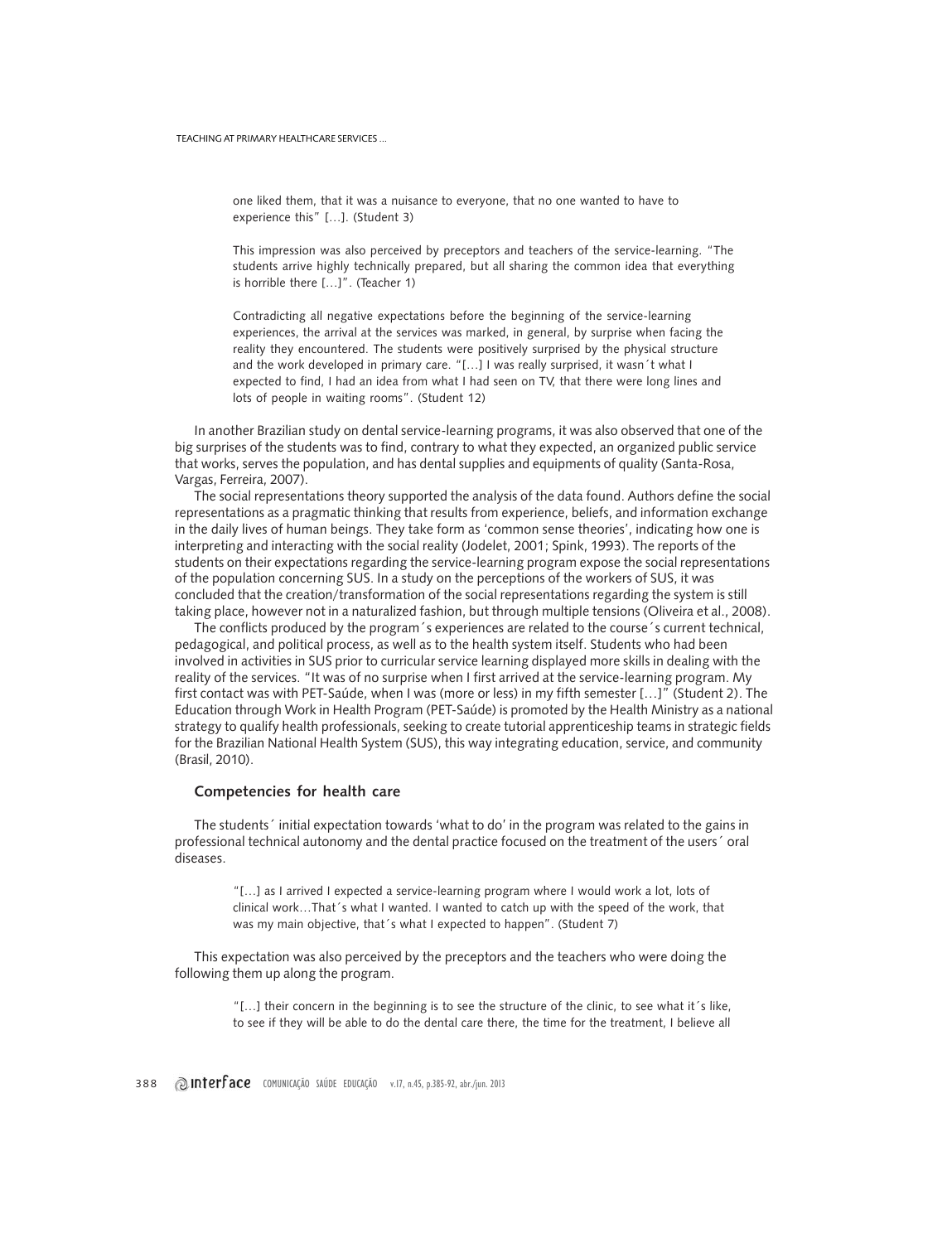> one liked them, that it was a nuisance to everyone, that no one wanted to have to experience this" […]. (Student 3)
>
> This impression was also perceived by preceptors and teachers of the service-learning. "The students arrive highly technically prepared, but all sharing the common idea that everything is horrible there […]". (Teacher 1)
>
> Contradicting all negative expectations before the beginning of the service-learning experiences, the arrival at the services was marked, in general, by surprise when facing the reality they encountered. The students were positively surprised by the physical structure and the work developed in primary care. "[…] I was really surprised, it wasn´t what I expected to find, I had an idea from what I had seen on TV, that there were long lines and lots of people in waiting rooms". (Student 12)

In another Brazilian study on dental service-learning programs, it was also observed that one of the big surprises of the students was to find, contrary to what they expected, an organized public service that works, serves the population, and has dental supplies and equipments of quality (Santa-Rosa, Vargas, Ferreira, 2007).

The social representations theory supported the analysis of the data found. Authors define the social representations as a pragmatic thinking that results from experience, beliefs, and information exchange in the daily lives of human beings. They take form as 'common sense theories', indicating how one is interpreting and interacting with the social reality (Jodelet, 2001; Spink, 1993). The reports of the students on their expectations regarding the service-learning program expose the social representations of the population concerning SUS. In a study on the perceptions of the workers of SUS, it was concluded that the creation/transformation of the social representations regarding the system is still taking place, however not in a naturalized fashion, but through multiple tensions (Oliveira et al., 2008).

The conflicts produced by the program´s experiences are related to the course´s current technical, pedagogical, and political process, as well as to the health system itself. Students who had been involved in activities in SUS prior to curricular service learning displayed more skills in dealing with the reality of the services. "It was of no surprise when I first arrived at the service-learning program. My first contact was with PET-Saúde, when I was (more or less) in my fifth semester […]" (Student 2). The Education through Work in Health Program (PET-Saúde) is promoted by the Health Ministry as a national strategy to qualify health professionals, seeking to create tutorial apprenticeship teams in strategic fields for the Brazilian National Health System (SUS), this way integrating education, service, and community (Brasil, 2010).

### Competencies for health care

The students´ initial expectation towards 'what to do' in the program was related to the gains in professional technical autonomy and the dental practice focused on the treatment of the users´ oral diseases.

> "[…] as I arrived I expected a service-learning program where I would work a lot, lots of clinical work…That´s what I wanted. I wanted to catch up with the speed of the work, that was my main objective, that´s what I expected to happen". (Student 7)

This expectation was also perceived by the preceptors and the teachers who were doing the following them up along the program.

> "[…] their concern in the beginning is to see the structure of the clinic, to see what it´s like, to see if they will be able to do the dental care there, the time for the treatment, I believe all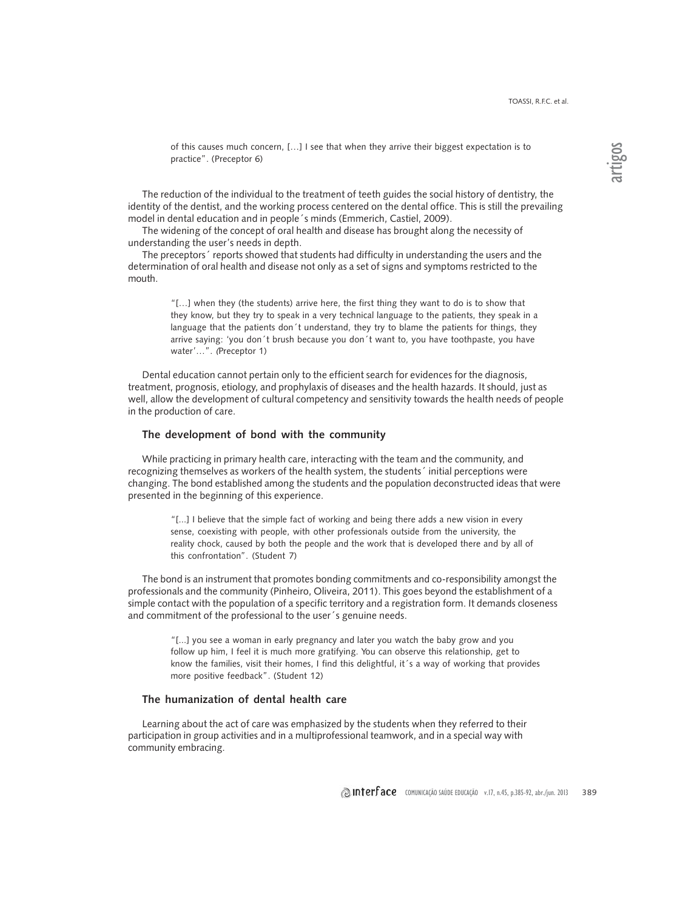> of this causes much concern, […] I see that when they arrive their biggest expectation is to practice". (Preceptor 6)

The reduction of the individual to the treatment of teeth guides the social history of dentistry, the identity of the dentist, and the working process centered on the dental office. This is still the prevailing model in dental education and in people´s minds (Emmerich, Castiel, 2009).

The widening of the concept of oral health and disease has brought along the necessity of understanding the user's needs in depth.

The preceptors´ reports showed that students had difficulty in understanding the users and the determination of oral health and disease not only as a set of signs and symptoms restricted to the mouth.

> "[…] when they (the students) arrive here, the first thing they want to do is to show that they know, but they try to speak in a very technical language to the patients, they speak in a language that the patients don´t understand, they try to blame the patients for things, they arrive saying: 'you don´t brush because you don´t want to, you have toothpaste, you have water'…". *(*Preceptor 1)

Dental education cannot pertain only to the efficient search for evidences for the diagnosis, treatment, prognosis, etiology, and prophylaxis of diseases and the health hazards. It should, just as well, allow the development of cultural competency and sensitivity towards the health needs of people in the production of care.

### The development of bond with the community

While practicing in primary health care, interacting with the team and the community, and recognizing themselves as workers of the health system, the students´ initial perceptions were changing. The bond established among the students and the population deconstructed ideas that were presented in the beginning of this experience.

> "[...] I believe that the simple fact of working and being there adds a new vision in every sense, coexisting with people, with other professionals outside from the university, the reality chock, caused by both the people and the work that is developed there and by all of this confrontation". (Student 7)

The bond is an instrument that promotes bonding commitments and co-responsibility amongst the professionals and the community (Pinheiro, Oliveira, 2011). This goes beyond the establishment of a simple contact with the population of a specific territory and a registration form. It demands closeness and commitment of the professional to the user´s genuine needs.

> "[...] you see a woman in early pregnancy and later you watch the baby grow and you follow up him, I feel it is much more gratifying. You can observe this relationship, get to know the families, visit their homes, I find this delightful, it´s a way of working that provides more positive feedback". (Student 12)

### The humanization of dental health care

Learning about the act of care was emphasized by the students when they referred to their participation in group activities and in a multiprofessional teamwork, and in a special way with community embracing.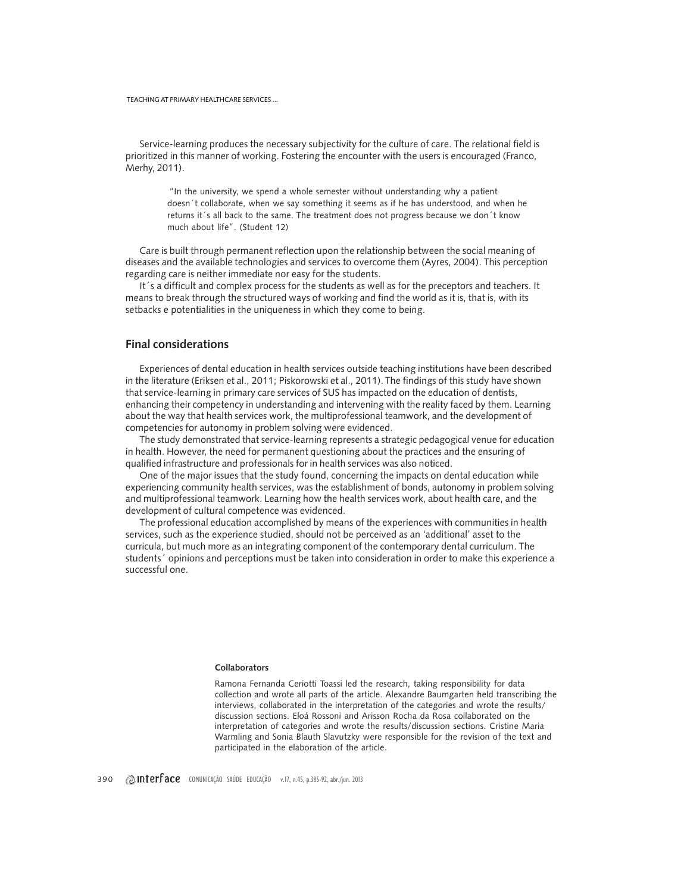Service-learning produces the necessary subjectivity for the culture of care. The relational field is prioritized in this manner of working. Fostering the encounter with the users is encouraged (Franco, Merhy, 2011).

> "In the university, we spend a whole semester without understanding why a patient doesn´t collaborate, when we say something it seems as if he has understood, and when he returns it´s all back to the same. The treatment does not progress because we don´t know much about life". (Student 12)

Care is built through permanent reflection upon the relationship between the social meaning of diseases and the available technologies and services to overcome them (Ayres, 2004). This perception regarding care is neither immediate nor easy for the students.

It´s a difficult and complex process for the students as well as for the preceptors and teachers. It means to break through the structured ways of working and find the world as it is, that is, with its setbacks e potentialities in the uniqueness in which they come to being.

## Final considerations

Experiences of dental education in health services outside teaching institutions have been described in the literature (Eriksen et al., 2011; Piskorowski et al., 2011). The findings of this study have shown that service-learning in primary care services of SUS has impacted on the education of dentists, enhancing their competency in understanding and intervening with the reality faced by them. Learning about the way that health services work, the multiprofessional teamwork, and the development of competencies for autonomy in problem solving were evidenced.

The study demonstrated that service-learning represents a strategic pedagogical venue for education in health. However, the need for permanent questioning about the practices and the ensuring of qualified infrastructure and professionals for in health services was also noticed.

One of the major issues that the study found, concerning the impacts on dental education while experiencing community health services, was the establishment of bonds, autonomy in problem solving and multiprofessional teamwork. Learning how the health services work, about health care, and the development of cultural competence was evidenced.

The professional education accomplished by means of the experiences with communities in health services, such as the experience studied, should not be perceived as an 'additional' asset to the curricula, but much more as an integrating component of the contemporary dental curriculum. The students´ opinions and perceptions must be taken into consideration in order to make this experience a successful one.

**Collaborators**

Ramona Fernanda Ceriotti Toassi led the research, taking responsibility for data collection and wrote all parts of the article. Alexandre Baumgarten held transcribing the interviews, collaborated in the interpretation of the categories and wrote the results/discussion sections. Eloá Rossoni and Arisson Rocha da Rosa collaborated on the interpretation of categories and wrote the results/discussion sections. Cristine Maria Warmling and Sonia Blauth Slavutzky were responsible for the revision of the text and participated in the elaboration of the article.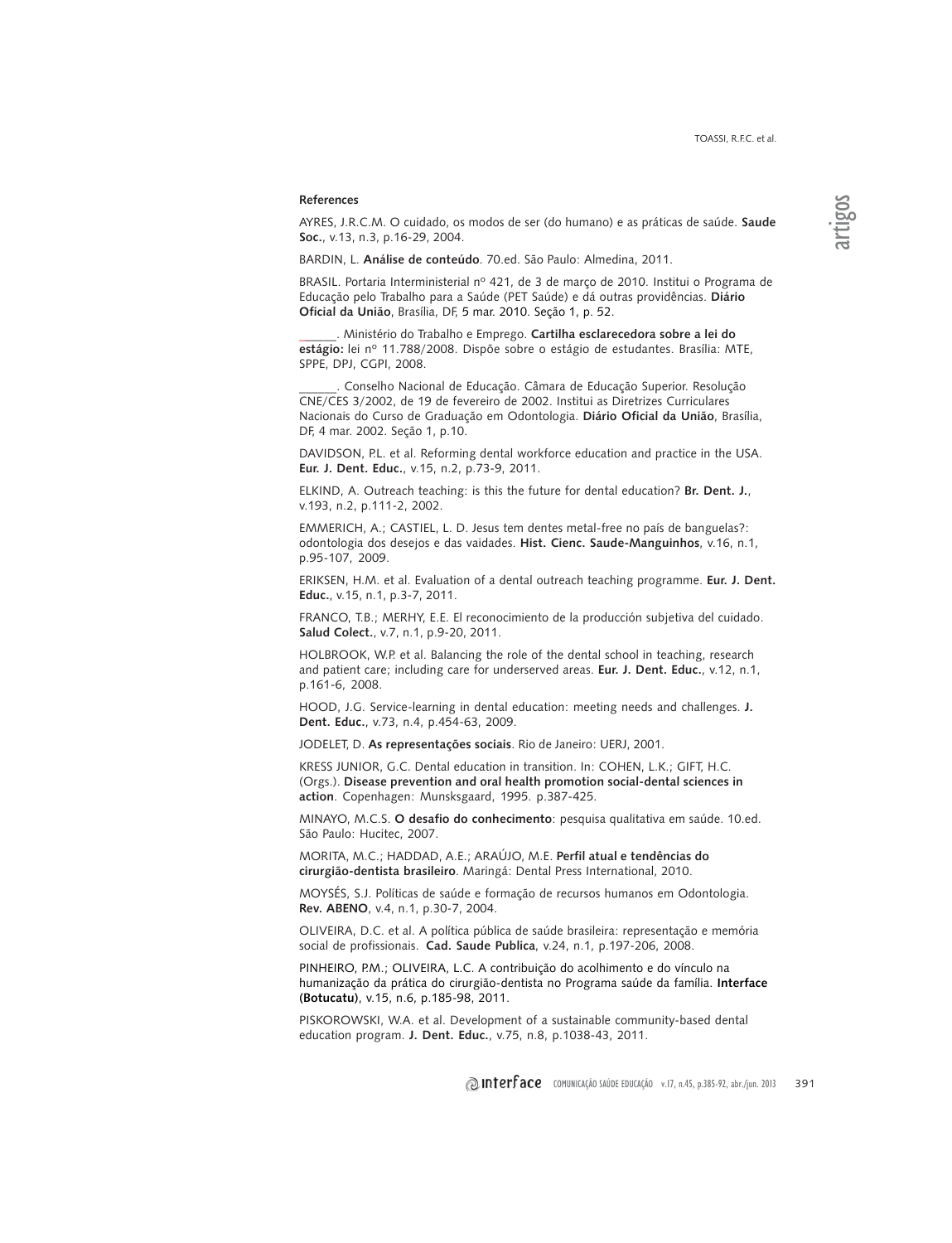**References**

AYRES, J.R.C.M. O cuidado, os modos de ser (do humano) e as práticas de saúde. **Saude Soc.**, v.13, n.3, p.16-29, 2004.

BARDIN, L. **Análise de conteúdo**. 70.ed. São Paulo: Almedina, 2011.

BRASIL. Portaria Interministerial nº 421, de 3 de março de 2010. Institui o Programa de Educação pelo Trabalho para a Saúde (PET Saúde) e dá outras providências. **Diário Oficial da União**, Brasília, DF, 5 mar. 2010. Seção 1, p. 52.

______. Ministério do Trabalho e Emprego. **Cartilha esclarecedora sobre a lei do estágio:** lei nº 11.788/2008. Dispõe sobre o estágio de estudantes. Brasília: MTE, SPPE, DPJ, CGPI, 2008.

______. Conselho Nacional de Educação. Câmara de Educação Superior. Resolução CNE/CES 3/2002, de 19 de fevereiro de 2002. Institui as Diretrizes Curriculares Nacionais do Curso de Graduação em Odontologia. **Diário Oficial da União**, Brasília, DF, 4 mar. 2002. Seção 1, p.10.

DAVIDSON, P.L. et al. Reforming dental workforce education and practice in the USA. **Eur. J. Dent. Educ.**, v.15, n.2, p.73-9, 2011.

ELKIND, A. Outreach teaching: is this the future for dental education? **Br. Dent. J.**, v.193, n.2, p.111-2, 2002.

EMMERICH, A.; CASTIEL, L. D. Jesus tem dentes metal-free no país de banguelas?: odontologia dos desejos e das vaidades. **Hist. Cienc. Saude-Manguinhos**, v.16, n.1, p.95-107, 2009.

ERIKSEN, H.M. et al. Evaluation of a dental outreach teaching programme. **Eur. J. Dent. Educ.**, v.15, n.1, p.3-7, 2011.

FRANCO, T.B.; MERHY, E.E. El reconocimiento de la producción subjetiva del cuidado. **Salud Colect.**, v.7, n.1, p.9-20, 2011.

HOLBROOK, W.P. et al. Balancing the role of the dental school in teaching, research and patient care; including care for underserved areas. **Eur. J. Dent. Educ.**, v.12, n.1, p.161-6, 2008.

HOOD, J.G. Service-learning in dental education: meeting needs and challenges. **J. Dent. Educ.**, v.73, n.4, p.454-63, 2009.

JODELET, D. **As representações sociais**. Rio de Janeiro: UERJ, 2001.

KRESS JUNIOR, G.C. Dental education in transition. In: COHEN, L.K.; GIFT, H.C. (Orgs.). **Disease prevention and oral health promotion social-dental sciences in action**. Copenhagen: Munsksgaard, 1995. p.387-425.

MINAYO, M.C.S. **O desafio do conhecimento**: pesquisa qualitativa em saúde. 10.ed. São Paulo: Hucitec, 2007.

MORITA, M.C.; HADDAD, A.E.; ARAÚJO, M.E. **Perfil atual e tendências do cirurgião-dentista brasileiro**. Maringá: Dental Press International, 2010.

MOYSÉS, S.J. Políticas de saúde e formação de recursos humanos em Odontologia. **Rev. ABENO**, v.4, n.1, p.30-7, 2004.

OLIVEIRA, D.C. et al. A política pública de saúde brasileira: representação e memória social de profissionais. **Cad. Saude Publica**, v.24, n.1, p.197-206, 2008.

PINHEIRO, P.M.; OLIVEIRA, L.C. A contribuição do acolhimento e do vínculo na humanização da prática do cirurgião-dentista no Programa saúde da família. **Interface (Botucatu)**, v.15, n.6, p.185-98, 2011.

PISKOROWSKI, W.A. et al. Development of a sustainable community-based dental education program. **J. Dent. Educ.**, v.75, n.8, p.1038-43, 2011.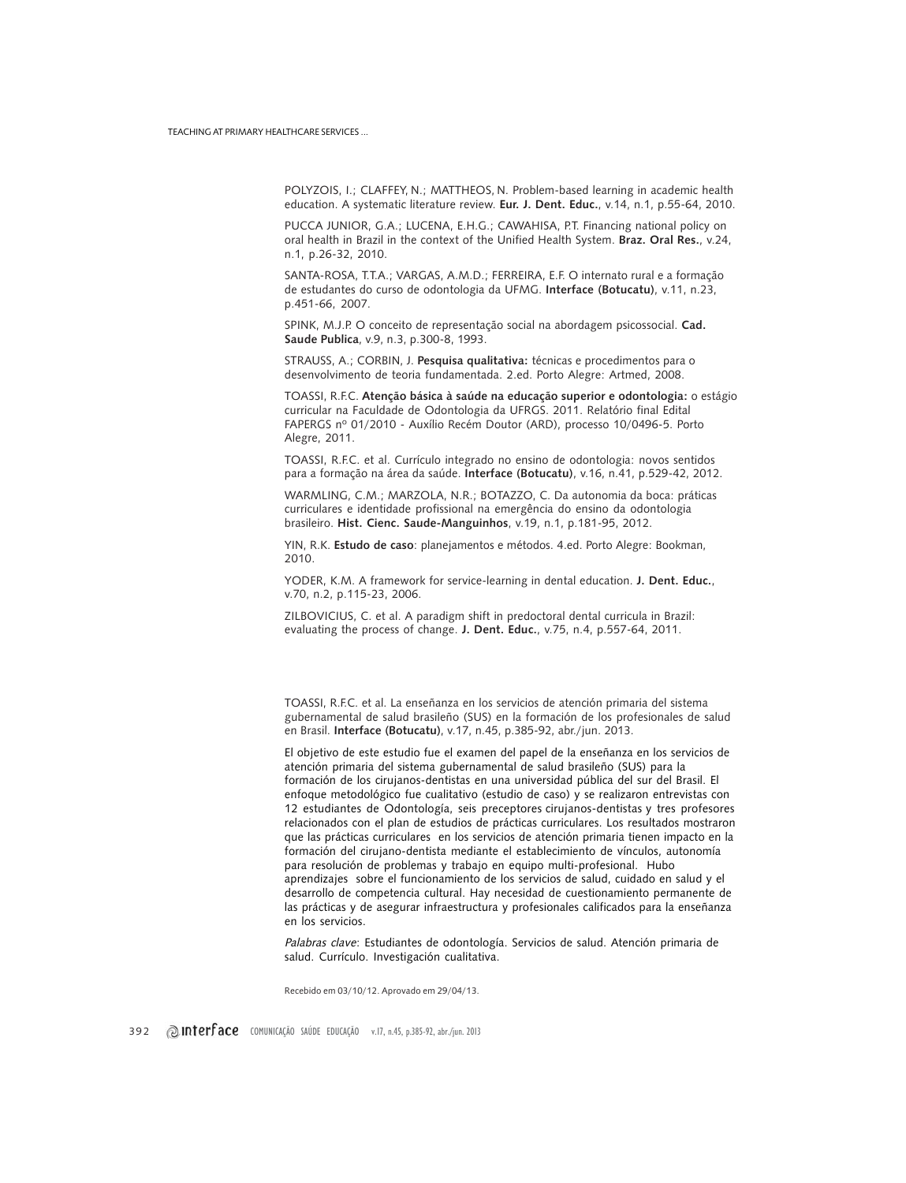POLYZOIS, I.; CLAFFEY, N.; MATTHEOS, N. Problem-based learning in academic health education. A systematic literature review. **Eur. J. Dent. Educ.**, v.14, n.1, p.55-64, 2010.

PUCCA JUNIOR, G.A.; LUCENA, E.H.G.; CAWAHISA, P.T. Financing national policy on oral health in Brazil in the context of the Unified Health System. **Braz. Oral Res.**, v.24, n.1, p.26-32, 2010.

SANTA-ROSA, T.T.A.; VARGAS, A.M.D.; FERREIRA, E.F. O internato rural e a formação de estudantes do curso de odontologia da UFMG. **Interface (Botucatu)**, v.11, n.23, p.451-66, 2007.

SPINK, M.J.P. O conceito de representação social na abordagem psicossocial. **Cad. Saude Publica**, v.9, n.3, p.300-8, 1993.

STRAUSS, A.; CORBIN, J. **Pesquisa qualitativa:** técnicas e procedimentos para o desenvolvimento de teoria fundamentada. 2.ed. Porto Alegre: Artmed, 2008.

TOASSI, R.F.C. **Atenção básica à saúde na educação superior e odontologia:** o estágio curricular na Faculdade de Odontologia da UFRGS. 2011. Relatório final Edital FAPERGS nº 01/2010 - Auxílio Recém Doutor (ARD), processo 10/0496-5. Porto Alegre, 2011.

TOASSI, R.F.C. et al. Currículo integrado no ensino de odontologia: novos sentidos para a formação na área da saúde. **Interface (Botucatu)**, v.16, n.41, p.529-42, 2012.

WARMLING, C.M.; MARZOLA, N.R.; BOTAZZO, C. Da autonomia da boca: práticas curriculares e identidade profissional na emergência do ensino da odontologia brasileiro. **Hist. Cienc. Saude-Manguinhos**, v.19, n.1, p.181-95, 2012.

YIN, R.K. **Estudo de caso**: planejamentos e métodos. 4.ed. Porto Alegre: Bookman, 2010.

YODER, K.M. A framework for service-learning in dental education. **J. Dent. Educ.**, v.70, n.2, p.115-23, 2006.

ZILBOVICIUS, C. et al. A paradigm shift in predoctoral dental curricula in Brazil: evaluating the process of change. **J. Dent. Educ.**, v.75, n.4, p.557-64, 2011.

TOASSI, R.F.C. et al. La enseñanza en los servicios de atención primaria del sistema gubernamental de salud brasileño (SUS) en la formación de los profesionales de salud en Brasil. **Interface (Botucatu)**, v.17, n.45, p.385-92, abr./jun. 2013.

El objetivo de este estudio fue el examen del papel de la enseñanza en los servicios de atención primaria del sistema gubernamental de salud brasileño (SUS) para la formación de los cirujanos-dentistas en una universidad pública del sur del Brasil. El enfoque metodológico fue cualitativo (estudio de caso) y se realizaron entrevistas con 12 estudiantes de Odontología, seis preceptores cirujanos-dentistas y tres profesores relacionados con el plan de estudios de prácticas curriculares. Los resultados mostraron que las prácticas curriculares en los servicios de atención primaria tienen impacto en la formación del cirujano-dentista mediante el establecimiento de vínculos, autonomía para resolución de problemas y trabajo en equipo multi-profesional. Hubo aprendizajes sobre el funcionamiento de los servicios de salud, cuidado en salud y el desarrollo de competencia cultural. Hay necesidad de cuestionamiento permanente de las prácticas y de asegurar infraestructura y profesionales calificados para la enseñanza en los servicios.

*Palabras clave*: Estudiantes de odontología. Servicios de salud. Atención primaria de salud. Currículo. Investigación cualitativa.

Recebido em 03/10/12. Aprovado em 29/04/13.